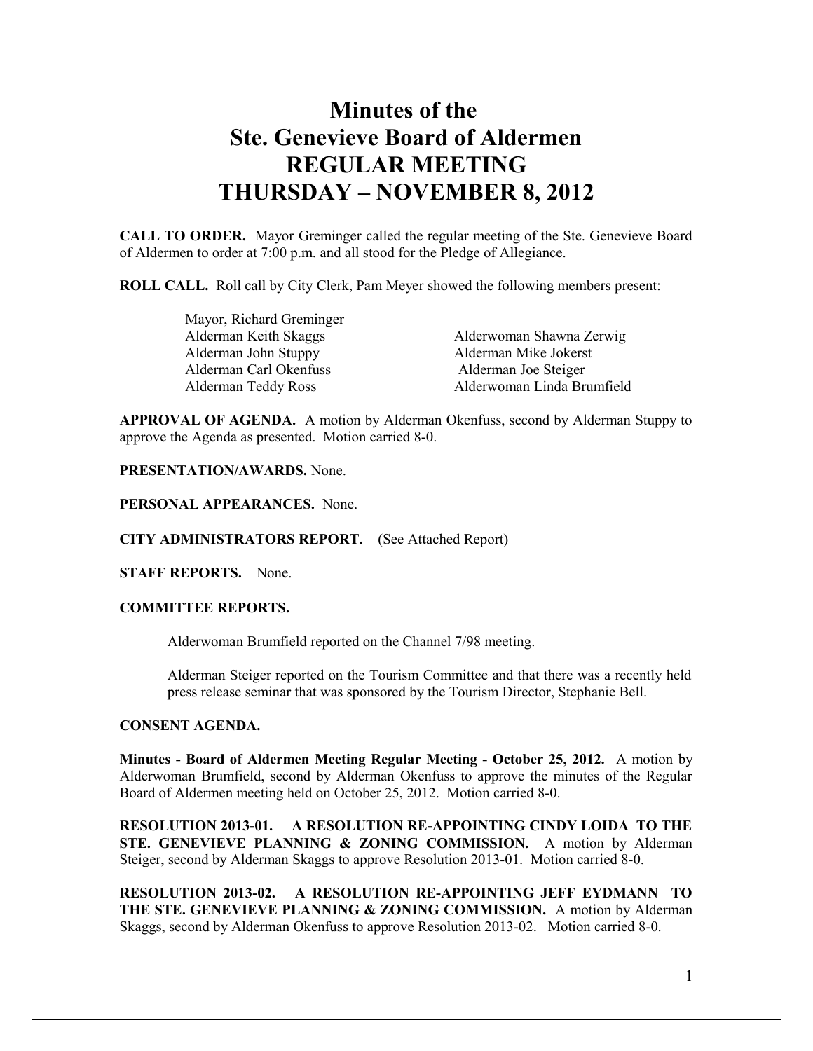# Minutes of the Ste. Genevieve Board of Aldermen REGULAR MEETING THURSDAY – NOVEMBER 8, 2012

**CALL TO ORDER.** Mayor Greminger called the regular meeting of the Ste. Genevieve Board of Aldermen to order at 7:00 p.m. and all stood for the Pledge of Allegiance.

**ROLL CALL.** Roll call by City Clerk, Pam Meyer showed the following members present:

Mayor, Richard Greminger
Alderman Keith Skaggs
Alderman John Stuppy
Alderman Carl Okenfuss
Alderman Teddy Ross
Alderwoman Shawna Zerwig
Alderman Mike Jokerst
Alderman Joe Steiger
Alderwoman Linda Brumfield

**APPROVAL OF AGENDA.** A motion by Alderman Okenfuss, second by Alderman Stuppy to approve the Agenda as presented. Motion carried 8-0.

**PRESENTATION/AWARDS.** None.

**PERSONAL APPEARANCES.** None.

**CITY ADMINISTRATORS REPORT.** (See Attached Report)

**STAFF REPORTS.** None.

**COMMITTEE REPORTS.**

Alderwoman Brumfield reported on the Channel 7/98 meeting.

Alderman Steiger reported on the Tourism Committee and that there was a recently held press release seminar that was sponsored by the Tourism Director, Stephanie Bell.

**CONSENT AGENDA.**

**Minutes - Board of Aldermen Meeting Regular Meeting - October 25, 2012.** A motion by Alderwoman Brumfield, second by Alderman Okenfuss to approve the minutes of the Regular Board of Aldermen meeting held on October 25, 2012. Motion carried 8-0.

**RESOLUTION 2013-01. A RESOLUTION RE-APPOINTING CINDY LOIDA TO THE STE. GENEVIEVE PLANNING & ZONING COMMISSION.** A motion by Alderman Steiger, second by Alderman Skaggs to approve Resolution 2013-01. Motion carried 8-0.

**RESOLUTION 2013-02. A RESOLUTION RE-APPOINTING JEFF EYDMANN TO THE STE. GENEVIEVE PLANNING & ZONING COMMISSION.** A motion by Alderman Skaggs, second by Alderman Okenfuss to approve Resolution 2013-02. Motion carried 8-0.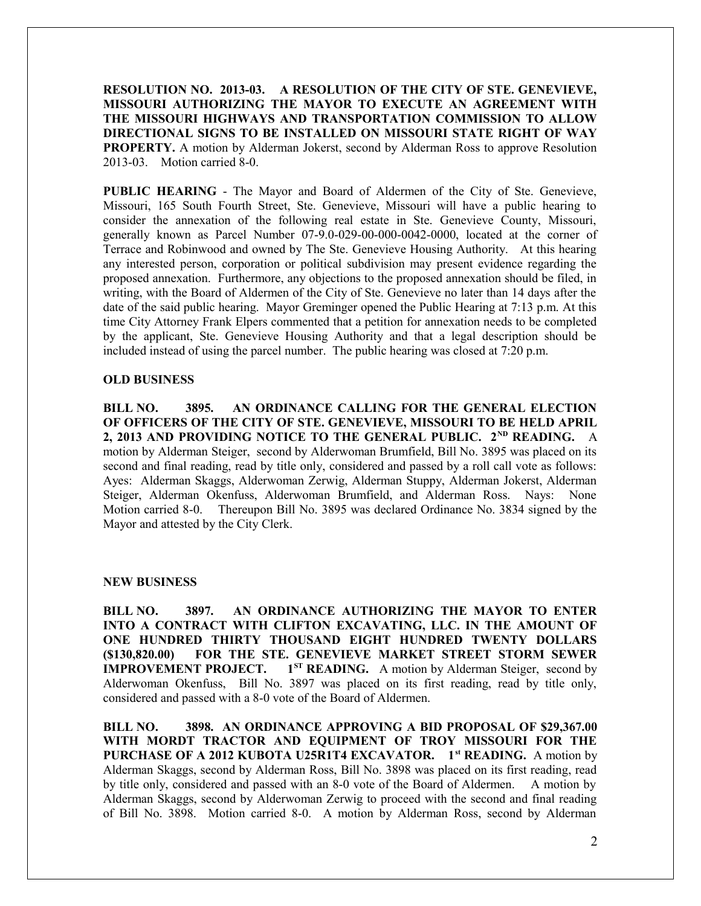**RESOLUTION NO. 2013-03. A RESOLUTION OF THE CITY OF STE. GENEVIEVE, MISSOURI AUTHORIZING THE MAYOR TO EXECUTE AN AGREEMENT WITH THE MISSOURI HIGHWAYS AND TRANSPORTATION COMMISSION TO ALLOW DIRECTIONAL SIGNS TO BE INSTALLED ON MISSOURI STATE RIGHT OF WAY PROPERTY.** A motion by Alderman Jokerst, second by Alderman Ross to approve Resolution 2013-03. Motion carried 8-0.

**PUBLIC HEARING** - The Mayor and Board of Aldermen of the City of Ste. Genevieve, Missouri, 165 South Fourth Street, Ste. Genevieve, Missouri will have a public hearing to consider the annexation of the following real estate in Ste. Genevieve County, Missouri, generally known as Parcel Number 07-9.0-029-00-000-0042-0000, located at the corner of Terrace and Robinwood and owned by The Ste. Genevieve Housing Authority. At this hearing any interested person, corporation or political subdivision may present evidence regarding the proposed annexation. Furthermore, any objections to the proposed annexation should be filed, in writing, with the Board of Aldermen of the City of Ste. Genevieve no later than 14 days after the date of the said public hearing. Mayor Greminger opened the Public Hearing at 7:13 p.m. At this time City Attorney Frank Elpers commented that a petition for annexation needs to be completed by the applicant, Ste. Genevieve Housing Authority and that a legal description should be included instead of using the parcel number. The public hearing was closed at 7:20 p.m.

**OLD BUSINESS**

**BILL NO. 3895. AN ORDINANCE CALLING FOR THE GENERAL ELECTION OF OFFICERS OF THE CITY OF STE. GENEVIEVE, MISSOURI TO BE HELD APRIL 2, 2013 AND PROVIDING NOTICE TO THE GENERAL PUBLIC. 2ND READING.** A motion by Alderman Steiger, second by Alderwoman Brumfield, Bill No. 3895 was placed on its second and final reading, read by title only, considered and passed by a roll call vote as follows: Ayes: Alderman Skaggs, Alderwoman Zerwig, Alderman Stuppy, Alderman Jokerst, Alderman Steiger, Alderman Okenfuss, Alderwoman Brumfield, and Alderman Ross. Nays: None Motion carried 8-0. Thereupon Bill No. 3895 was declared Ordinance No. 3834 signed by the Mayor and attested by the City Clerk.

**NEW BUSINESS**

**BILL NO. 3897. AN ORDINANCE AUTHORIZING THE MAYOR TO ENTER INTO A CONTRACT WITH CLIFTON EXCAVATING, LLC. IN THE AMOUNT OF ONE HUNDRED THIRTY THOUSAND EIGHT HUNDRED TWENTY DOLLARS ($130,820.00) FOR THE STE. GENEVIEVE MARKET STREET STORM SEWER IMPROVEMENT PROJECT. 1ST READING.** A motion by Alderman Steiger, second by Alderwoman Okenfuss, Bill No. 3897 was placed on its first reading, read by title only, considered and passed with a 8-0 vote of the Board of Aldermen.

**BILL NO. 3898. AN ORDINANCE APPROVING A BID PROPOSAL OF $29,367.00 WITH MORDT TRACTOR AND EQUIPMENT OF TROY MISSOURI FOR THE PURCHASE OF A 2012 KUBOTA U25R1T4 EXCAVATOR. 1st READING.** A motion by Alderman Skaggs, second by Alderman Ross, Bill No. 3898 was placed on its first reading, read by title only, considered and passed with an 8-0 vote of the Board of Aldermen. A motion by Alderman Skaggs, second by Alderwoman Zerwig to proceed with the second and final reading of Bill No. 3898. Motion carried 8-0. A motion by Alderman Ross, second by Alderman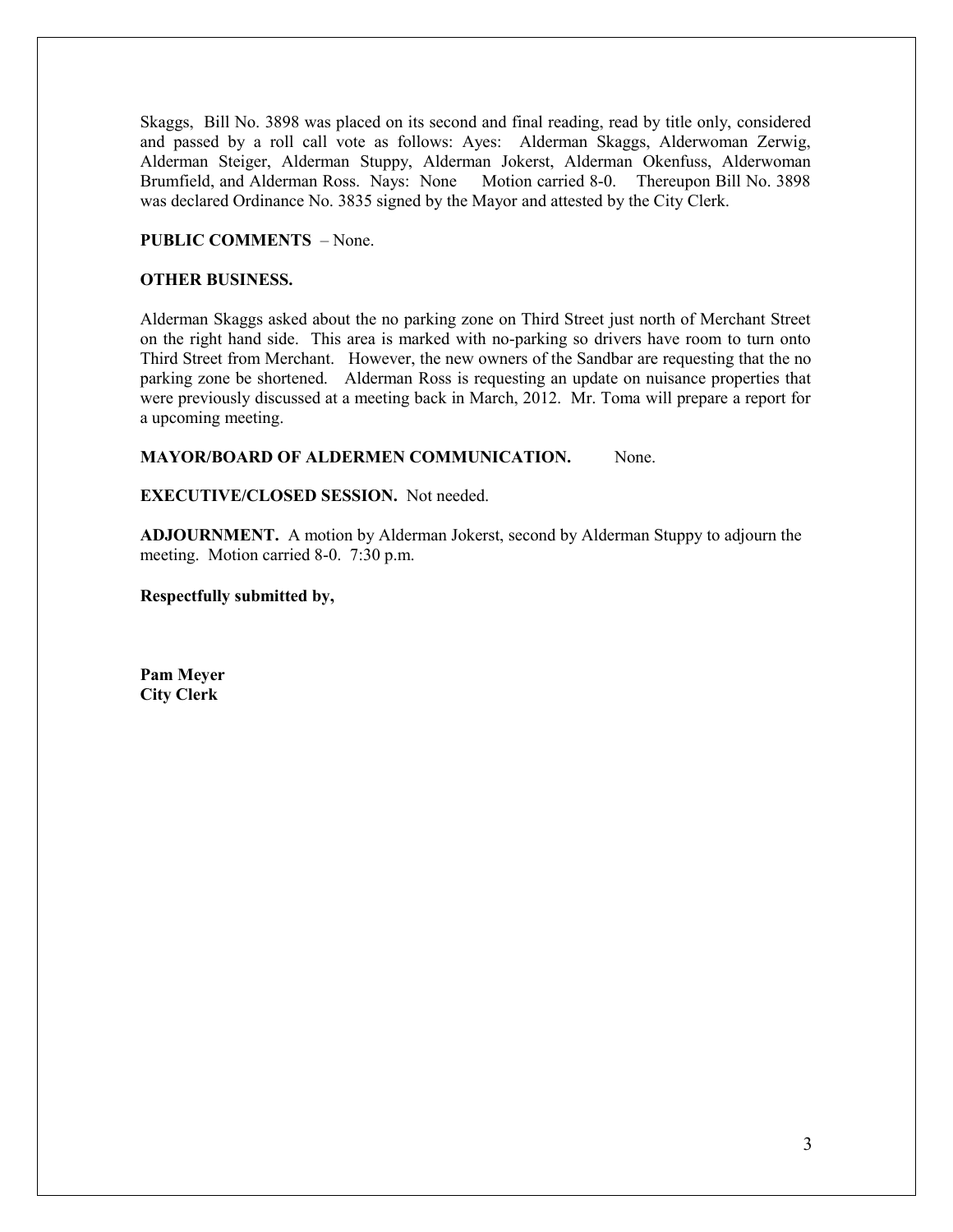Skaggs, Bill No. 3898 was placed on its second and final reading, read by title only, considered and passed by a roll call vote as follows: Ayes: Alderman Skaggs, Alderwoman Zerwig, Alderman Steiger, Alderman Stuppy, Alderman Jokerst, Alderman Okenfuss, Alderwoman Brumfield, and Alderman Ross. Nays: None Motion carried 8-0. Thereupon Bill No. 3898 was declared Ordinance No. 3835 signed by the Mayor and attested by the City Clerk.

**PUBLIC COMMENTS** – None.

**OTHER BUSINESS.**

Alderman Skaggs asked about the no parking zone on Third Street just north of Merchant Street on the right hand side. This area is marked with no-parking so drivers have room to turn onto Third Street from Merchant. However, the new owners of the Sandbar are requesting that the no parking zone be shortened. Alderman Ross is requesting an update on nuisance properties that were previously discussed at a meeting back in March, 2012. Mr. Toma will prepare a report for a upcoming meeting.

**MAYOR/BOARD OF ALDERMEN COMMUNICATION.** None.

**EXECUTIVE/CLOSED SESSION.** Not needed.

**ADJOURNMENT.** A motion by Alderman Jokerst, second by Alderman Stuppy to adjourn the meeting. Motion carried 8-0. 7:30 p.m.

**Respectfully submitted by,**

**Pam Meyer**
**City Clerk**